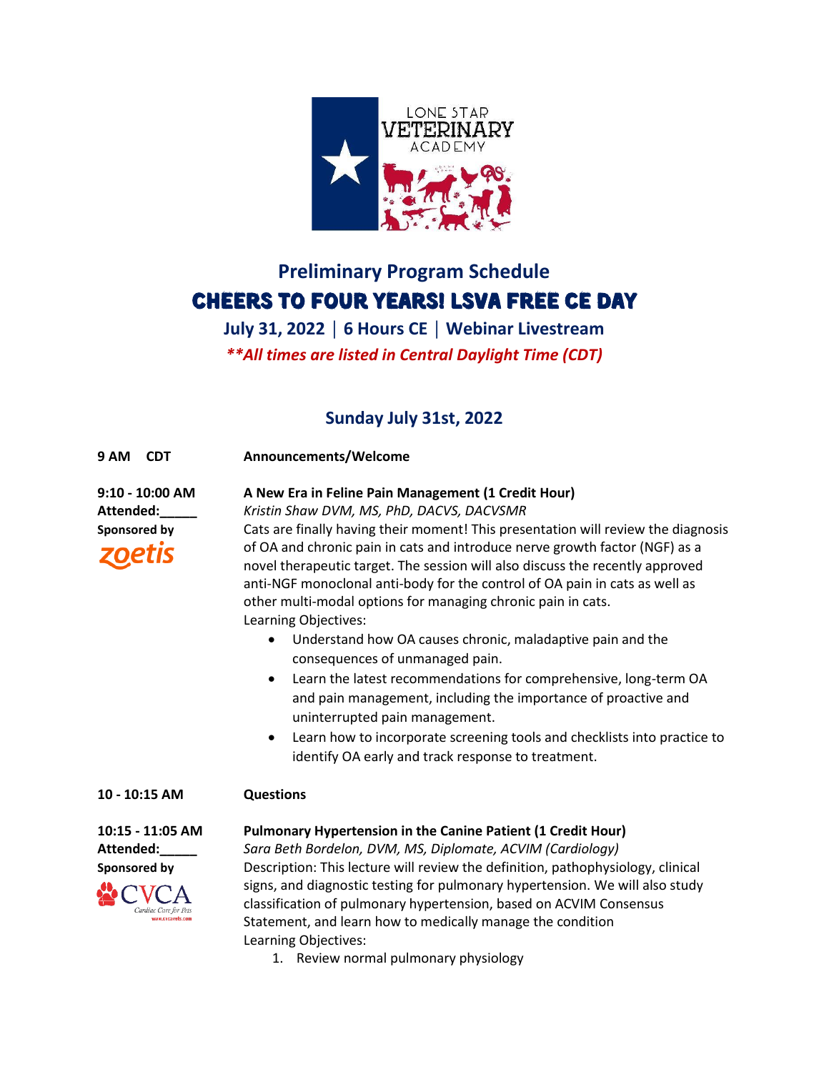LONE STAR VETERINARY ACADEMY

## Preliminary Program Schedule

# CHEERS TO FOUR YEARS! LSVA FREE CE DAY

**July 31, 2022 | 6 Hours CE | Webinar Livestream**

***\*\*All times are listed in Central Daylight Time (CDT)***

## Sunday July 31st, 2022

**9 AM CDT** **Announcements/Welcome**

**9:10 - 10:00 AM**
**Attended:_____**
**Sponsored by**
zoetis

**A New Era in Feline Pain Management (1 Credit Hour)**
*Kristin Shaw DVM, MS, PhD, DACVS, DACVSMR*
Cats are finally having their moment! This presentation will review the diagnosis of OA and chronic pain in cats and introduce nerve growth factor (NGF) as a novel therapeutic target. The session will also discuss the recently approved anti-NGF monoclonal anti-body for the control of OA pain in cats as well as other multi-modal options for managing chronic pain in cats.
Learning Objectives:

- Understand how OA causes chronic, maladaptive pain and the consequences of unmanaged pain.
- Learn the latest recommendations for comprehensive, long-term OA and pain management, including the importance of proactive and uninterrupted pain management.
- Learn how to incorporate screening tools and checklists into practice to identify OA early and track response to treatment.

**10 - 10:15 AM** **Questions**

**10:15 - 11:05 AM**
**Attended:_____**
**Sponsored by**
CVCA Cardiac Care for Pets

**Pulmonary Hypertension in the Canine Patient (1 Credit Hour)**
*Sara Beth Bordelon, DVM, MS, Diplomate, ACVIM (Cardiology)*
Description: This lecture will review the definition, pathophysiology, clinical signs, and diagnostic testing for pulmonary hypertension. We will also study classification of pulmonary hypertension, based on ACVIM Consensus Statement, and learn how to medically manage the condition
Learning Objectives:

1. Review normal pulmonary physiology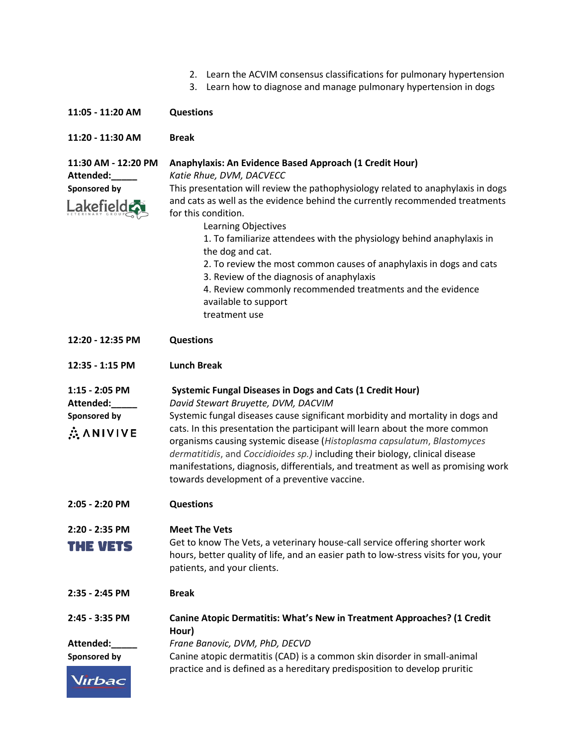2. Learn the ACVIM consensus classifications for pulmonary hypertension
3. Learn how to diagnose and manage pulmonary hypertension in dogs

**11:05 - 11:20 AM** **Questions**

**11:20 - 11:30 AM** **Break**

**11:30 AM - 12:20 PM**
**Attended:_____**
**Sponsored by**
Lakefield Veterinary Group

**Anaphylaxis: An Evidence Based Approach (1 Credit Hour)**
*Katie Rhue, DVM, DACVECC*
This presentation will review the pathophysiology related to anaphylaxis in dogs and cats as well as the evidence behind the currently recommended treatments for this condition.

Learning Objectives
1. To familiarize attendees with the physiology behind anaphylaxis in the dog and cat.
2. To review the most common causes of anaphylaxis in dogs and cats
3. Review of the diagnosis of anaphylaxis
4. Review commonly recommended treatments and the evidence available to support treatment use

**12:20 - 12:35 PM** **Questions**

**12:35 - 1:15 PM** **Lunch Break**

**1:15 - 2:05 PM**
**Attended:_____**
**Sponsored by**
ANIVIVE

**Systemic Fungal Diseases in Dogs and Cats (1 Credit Hour)**
*David Stewart Bruyette, DVM, DACVIM*
Systemic fungal diseases cause significant morbidity and mortality in dogs and cats. In this presentation the participant will learn about the more common organisms causing systemic disease (*Histoplasma capsulatum*, *Blastomyces dermatitidis*, and *Coccidioides sp.)* including their biology, clinical disease manifestations, diagnosis, differentials, and treatment as well as promising work towards development of a preventive vaccine.

**2:05 - 2:20 PM** **Questions**

**2:20 - 2:35 PM**
THE VETS

**Meet The Vets**
Get to know The Vets, a veterinary house-call service offering shorter work hours, better quality of life, and an easier path to low-stress visits for you, your patients, and your clients.

**2:35 - 2:45 PM** **Break**

**2:45 - 3:35 PM**
**Attended:_____**
**Sponsored by**
Virbac

**Canine Atopic Dermatitis: What's New in Treatment Approaches? (1 Credit Hour)**
*Frane Banovic, DVM, PhD, DECVD*
Canine atopic dermatitis (CAD) is a common skin disorder in small-animal practice and is defined as a hereditary predisposition to develop pruritic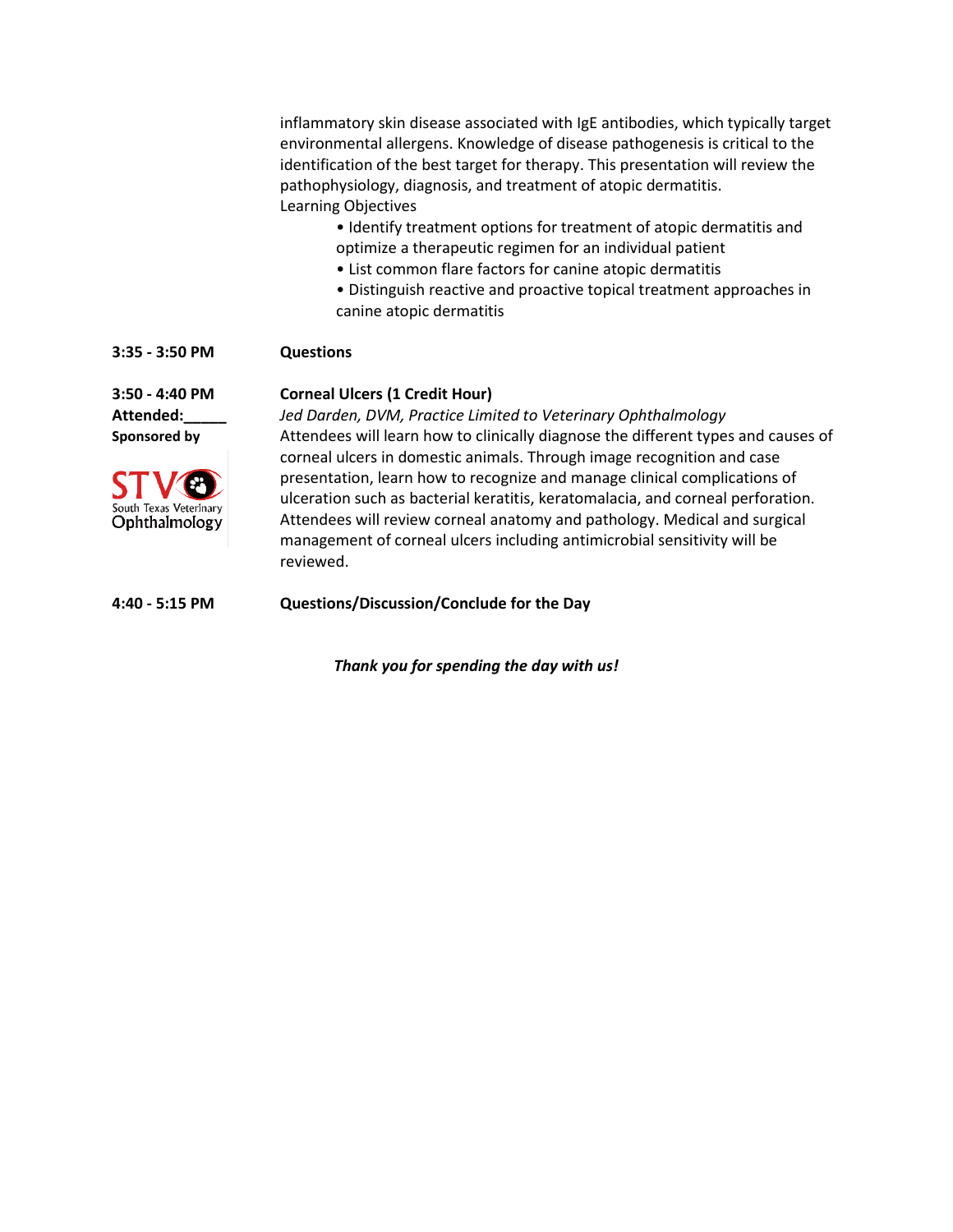inflammatory skin disease associated with IgE antibodies, which typically target environmental allergens. Knowledge of disease pathogenesis is critical to the identification of the best target for therapy. This presentation will review the pathophysiology, diagnosis, and treatment of atopic dermatitis.

Learning Objectives

- Identify treatment options for treatment of atopic dermatitis and optimize a therapeutic regimen for an individual patient
- List common flare factors for canine atopic dermatitis
- Distinguish reactive and proactive topical treatment approaches in canine atopic dermatitis

**3:35 - 3:50 PM** **Questions**

**3:50 - 4:40 PM** **Corneal Ulcers (1 Credit Hour)**

**Attended:_____**

**Sponsored by**

STV South Texas Veterinary Ophthalmology

*Jed Darden, DVM, Practice Limited to Veterinary Ophthalmology*

Attendees will learn how to clinically diagnose the different types and causes of corneal ulcers in domestic animals. Through image recognition and case presentation, learn how to recognize and manage clinical complications of ulceration such as bacterial keratitis, keratomalacia, and corneal perforation. Attendees will review corneal anatomy and pathology. Medical and surgical management of corneal ulcers including antimicrobial sensitivity will be reviewed.

**4:40 - 5:15 PM** **Questions/Discussion/Conclude for the Day**

***Thank you for spending the day with us!***